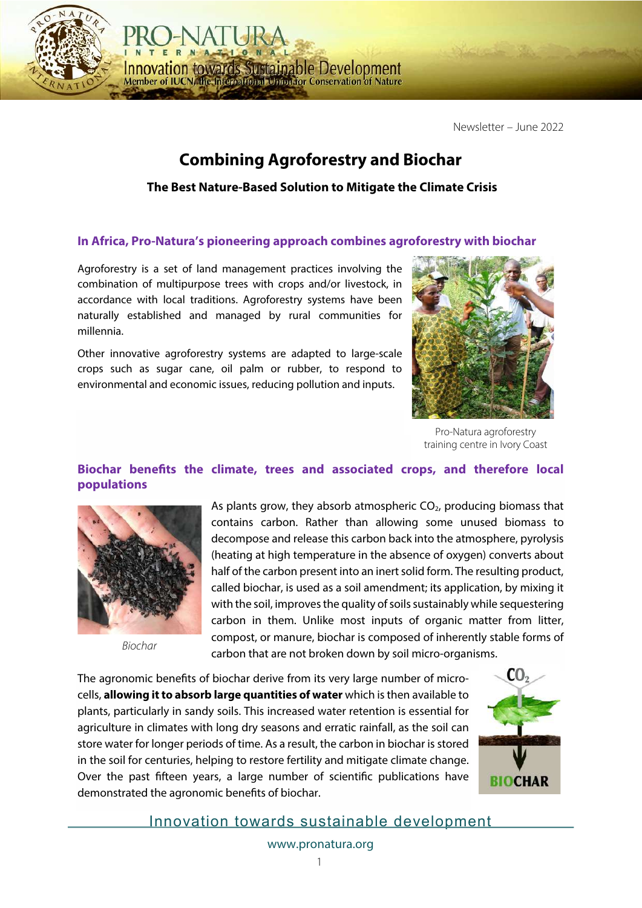Newsletter – June 2022

# Combining Agroforestry and Biochar

## The Best Nature-Based Solution to Mitigate the Climate Crisis

### In Africa, Pro-Natura's pioneering approach combines agroforestry with biochar

Agroforestry is a set of land management practices involving the combination of multipurpose trees with crops and/or livestock, in accordance with local traditions. Agroforestry systems have been naturally established and managed by rural communities for millennia.

Other innovative agroforestry systems are adapted to large-scale crops such as sugar cane, oil palm or rubber, to respond to environmental and economic issues, reducing pollution and inputs.

Pro-Natura agroforestry training centre in Ivory Coast

### Biochar benefits the climate, trees and associated crops, and therefore local populations

*Biochar*

As plants grow, they absorb atmospheric $CO_2$, producing biomass that contains carbon. Rather than allowing some unused biomass to decompose and release this carbon back into the atmosphere, pyrolysis (heating at high temperature in the absence of oxygen) converts about half of the carbon present into an inert solid form. The resulting product, called biochar, is used as a soil amendment; its application, by mixing it with the soil, improves the quality of soils sustainably while sequestering carbon in them. Unlike most inputs of organic matter from litter, compost, or manure, biochar is composed of inherently stable forms of carbon that are not broken down by soil micro-organisms.

The agronomic benefits of biochar derive from its very large number of micro-cells, **allowing it to absorb large quantities of water** which is then available to plants, particularly in sandy soils. This increased water retention is essential for agriculture in climates with long dry seasons and erratic rainfall, as the soil can store water for longer periods of time. As a result, the carbon in biochar is stored in the soil for centuries, helping to restore fertility and mitigate climate change. Over the past fifteen years, a large number of scientific publications have demonstrated the agronomic benefits of biochar.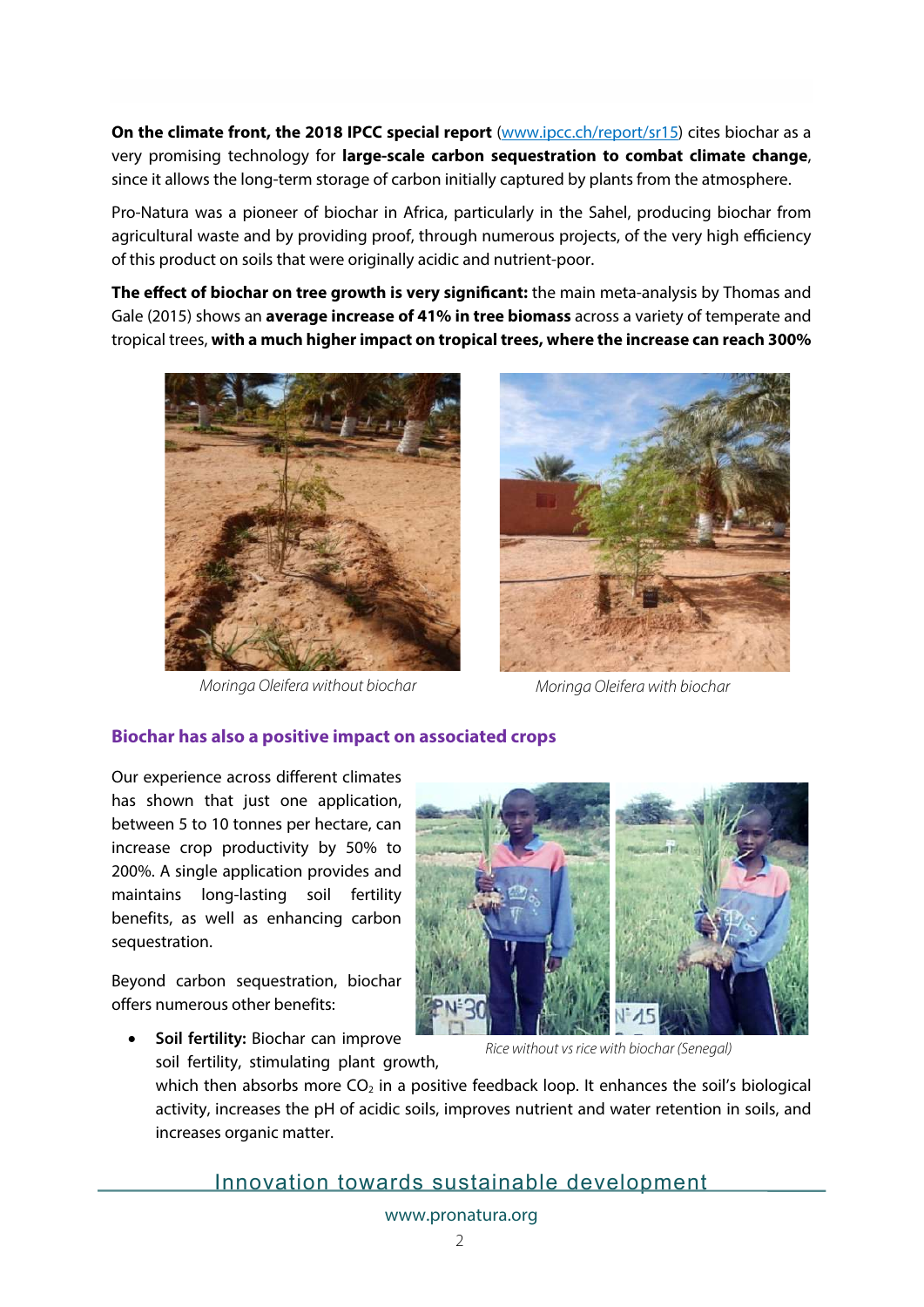**On the climate front, the 2018 IPCC special report** ([www.ipcc.ch/report/sr15](www.ipcc.ch/report/sr15)) cites biochar as a very promising technology for **large-scale carbon sequestration to combat climate change**, since it allows the long-term storage of carbon initially captured by plants from the atmosphere.

Pro-Natura was a pioneer of biochar in Africa, particularly in the Sahel, producing biochar from agricultural waste and by providing proof, through numerous projects, of the very high efficiency of this product on soils that were originally acidic and nutrient-poor.

**The effect of biochar on tree growth is very significant:** the main meta-analysis by Thomas and Gale (2015) shows an **average increase of 41% in tree biomass** across a variety of temperate and tropical trees, **with a much higher impact on tropical trees, where the increase can reach 300%**

*Moringa Oleifera without biochar*

*Moringa Oleifera with biochar*

## Biochar has also a positive impact on associated crops

Our experience across different climates has shown that just one application, between 5 to 10 tonnes per hectare, can increase crop productivity by 50% to 200%. A single application provides and maintains long-lasting soil fertility benefits, as well as enhancing carbon sequestration.

*Rice without vs rice with biochar (Senegal)*

Beyond carbon sequestration, biochar offers numerous other benefits:

- **Soil fertility:** Biochar can improve soil fertility, stimulating plant growth, which then absorbs more $CO_2$ in a positive feedback loop. It enhances the soil's biological activity, increases the pH of acidic soils, improves nutrient and water retention in soils, and increases organic matter.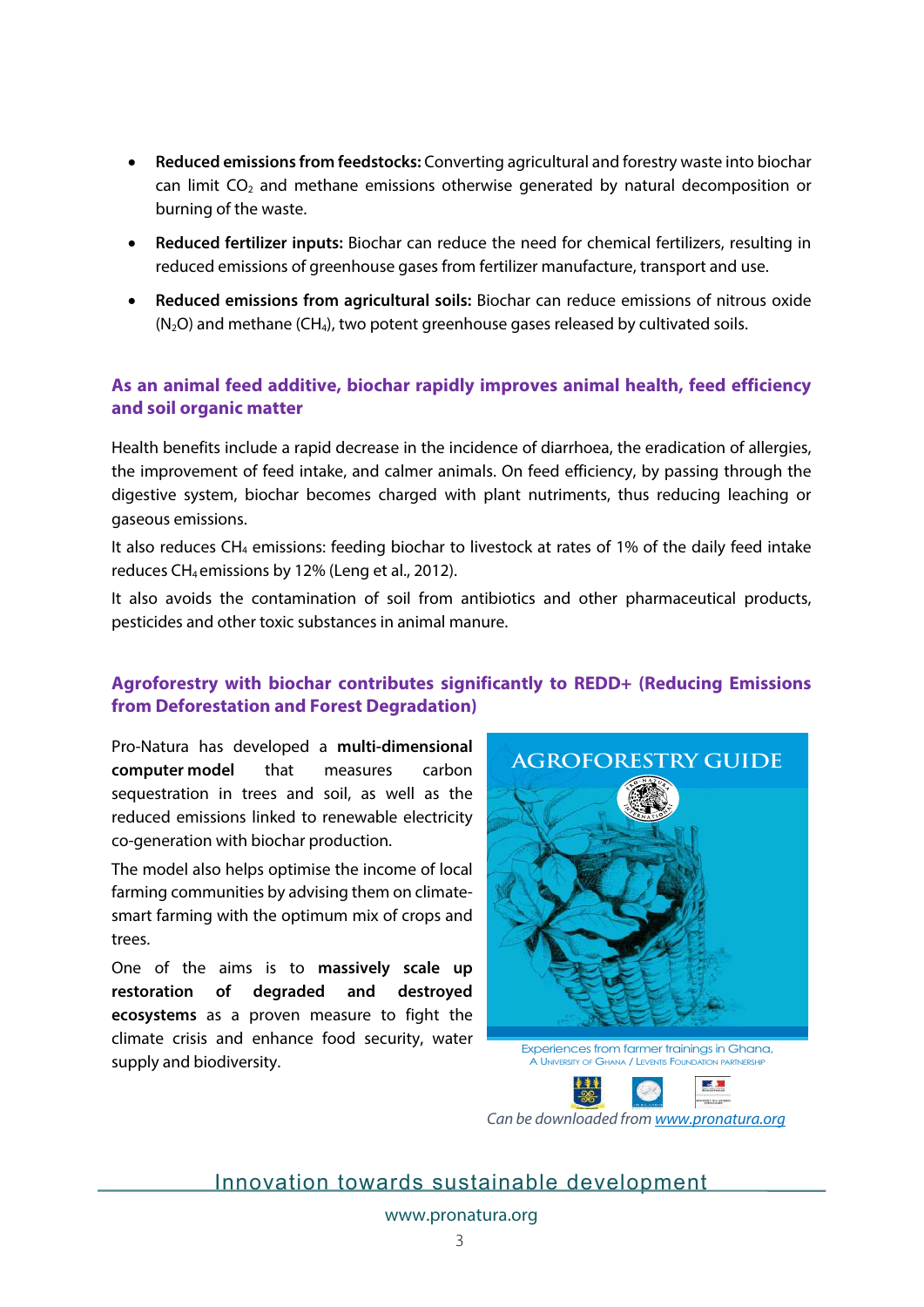- **Reduced emissions from feedstocks:** Converting agricultural and forestry waste into biochar can limit $CO_2$ and methane emissions otherwise generated by natural decomposition or burning of the waste.
- **Reduced fertilizer inputs:** Biochar can reduce the need for chemical fertilizers, resulting in reduced emissions of greenhouse gases from fertilizer manufacture, transport and use.
- **Reduced emissions from agricultural soils:** Biochar can reduce emissions of nitrous oxide ($N_2O$) and methane ($CH_4$), two potent greenhouse gases released by cultivated soils.

## As an animal feed additive, biochar rapidly improves animal health, feed efficiency and soil organic matter

Health benefits include a rapid decrease in the incidence of diarrhoea, the eradication of allergies, the improvement of feed intake, and calmer animals. On feed efficiency, by passing through the digestive system, biochar becomes charged with plant nutriments, thus reducing leaching or gaseous emissions.

It also reduces $CH_4$ emissions: feeding biochar to livestock at rates of 1% of the daily feed intake reduces $CH_4$ emissions by 12% (Leng et al., 2012).

It also avoids the contamination of soil from antibiotics and other pharmaceutical products, pesticides and other toxic substances in animal manure.

## Agroforestry with biochar contributes significantly to REDD+ (Reducing Emissions from Deforestation and Forest Degradation)

Pro-Natura has developed a **multi-dimensional computer model** that measures carbon sequestration in trees and soil, as well as the reduced emissions linked to renewable electricity co-generation with biochar production.

The model also helps optimise the income of local farming communities by advising them on climate-smart farming with the optimum mix of crops and trees.

One of the aims is to **massively scale up restoration of degraded and destroyed ecosystems** as a proven measure to fight the climate crisis and enhance food security, water supply and biodiversity.

AGROFORESTRY GUIDE

Experiences from farmer trainings in Ghana, A University of Ghana / Leventis Foundation Partnership

*Can be downloaded from www.pronatura.org*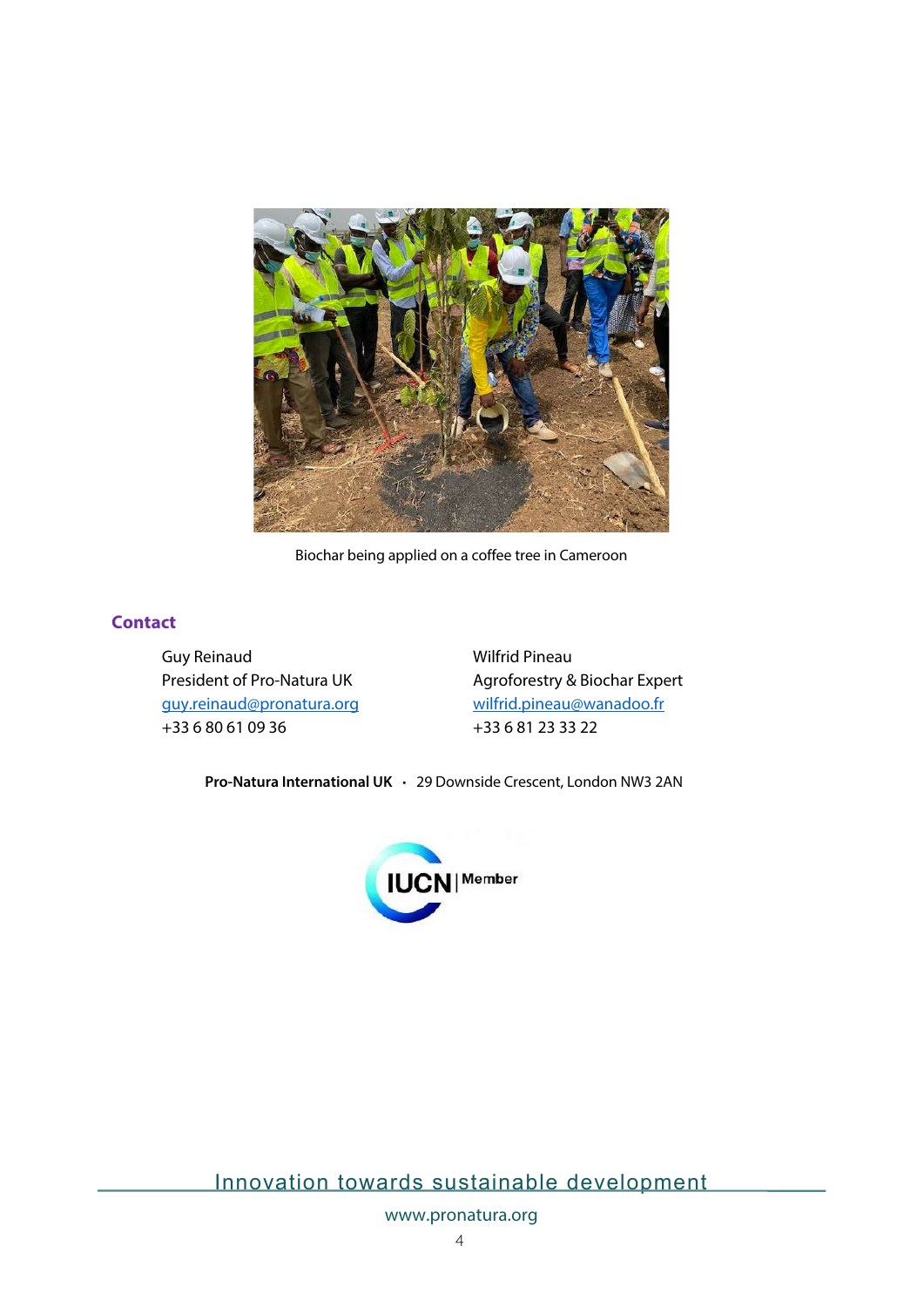Biochar being applied on a coffee tree in Cameroon

## Contact

Guy Reinaud
President of Pro-Natura UK
guy.reinaud@pronatura.org
+33 6 80 61 09 36

Wilfrid Pineau
Agroforestry & Biochar Expert
wilfrid.pineau@wanadoo.fr
+33 6 81 23 33 22

**Pro-Natura International UK** • 29 Downside Crescent, London NW3 2AN

IUCN | Member

Innovation towards sustainable development

www.pronatura.org